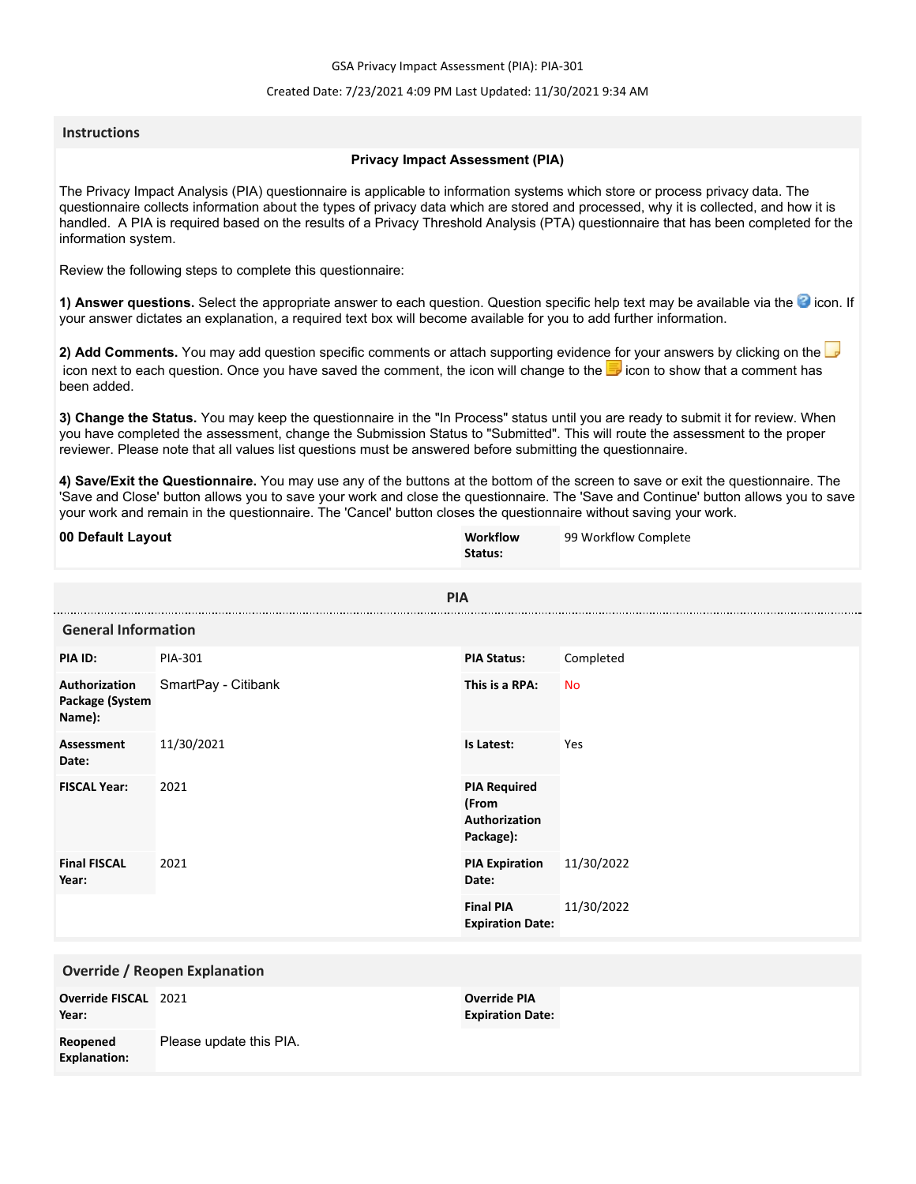GSA Privacy Impact Assessment (PIA): PIA-301

Created Date: 7/23/2021 4:09 PM Last Updated: 11/30/2021 9:34 AM

## Instructions

**Privacy Impact Assessment (PIA)**

The Privacy Impact Analysis (PIA) questionnaire is applicable to information systems which store or process privacy data. The questionnaire collects information about the types of privacy data which are stored and processed, why it is collected, and how it is handled. A PIA is required based on the results of a Privacy Threshold Analysis (PTA) questionnaire that has been completed for the information system.

Review the following steps to complete this questionnaire:

**1) Answer questions.** Select the appropriate answer to each question. Question specific help text may be available via the icon. If your answer dictates an explanation, a required text box will become available for you to add further information.

**2) Add Comments.** You may add question specific comments or attach supporting evidence for your answers by clicking on the icon next to each question. Once you have saved the comment, the icon will change to the icon to show that a comment has been added.

**3) Change the Status.** You may keep the questionnaire in the "In Process" status until you are ready to submit it for review. When you have completed the assessment, change the Submission Status to "Submitted". This will route the assessment to the proper reviewer. Please note that all values list questions must be answered before submitting the questionnaire.

**4) Save/Exit the Questionnaire.** You may use any of the buttons at the bottom of the screen to save or exit the questionnaire. The 'Save and Close' button allows you to save your work and close the questionnaire. The 'Save and Continue' button allows you to save your work and remain in the questionnaire. The 'Cancel' button closes the questionnaire without saving your work.

| 00 Default Layout | | Workflow Status: | 99 Workflow Complete |
|---|---|---|---|

## PIA

### General Information

| | | | |
|---|---|---|---|
| **PIA ID:** | PIA-301 | **PIA Status:** | Completed |
| **Authorization Package (System Name):** | SmartPay - Citibank | **This is a RPA:** | No |
| **Assessment Date:** | 11/30/2021 | **Is Latest:** | Yes |
| **FISCAL Year:** | 2021 | **PIA Required (From Authorization Package):** | |
| **Final FISCAL Year:** | 2021 | **PIA Expiration Date:** | 11/30/2022 |
| | | **Final PIA Expiration Date:** | 11/30/2022 |

### Override / Reopen Explanation

| | | | |
|---|---|---|---|
| **Override FISCAL Year:** | 2021 | **Override PIA Expiration Date:** | |
| **Reopened Explanation:** | Please update this PIA. | | |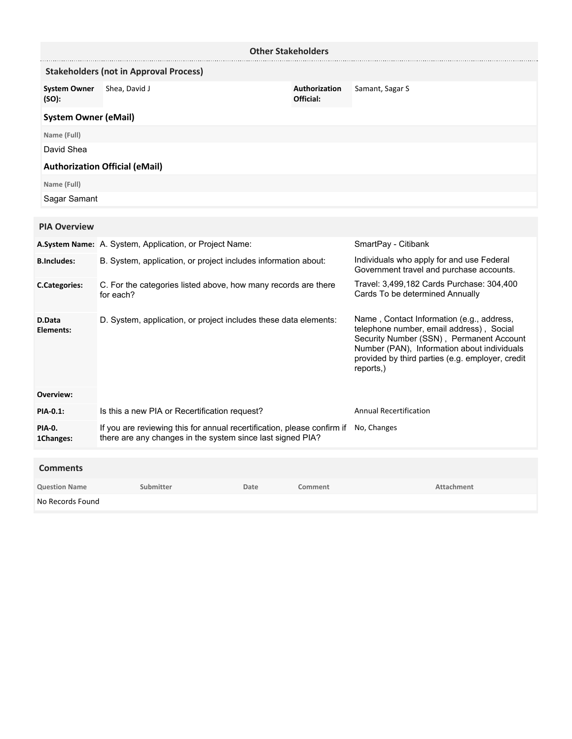## Other Stakeholders

### Stakeholders (not in Approval Process)

| System Owner (SO): | Shea, David J | Authorization Official: | Samant, Sagar S |
|---|---|---|---|

**System Owner (eMail)**

| Name (Full) |
|---|
| David Shea |

**Authorization Official (eMail)**

| Name (Full) |
|---|
| Sagar Samant |

## PIA Overview

| | | |
|---|---|---|
| **A.System Name:** | A. System, Application, or Project Name: | SmartPay - Citibank |
| **B.Includes:** | B. System, application, or project includes information about: | Individuals who apply for and use Federal Government travel and purchase accounts. |
| **C.Categories:** | C. For the categories listed above, how many records are there for each? | Travel: 3,499,182 Cards Purchase: 304,400 Cards To be determined Annually |
| **D.Data Elements:** | D. System, application, or project includes these data elements: | Name , Contact Information (e.g., address, telephone number, email address) , Social Security Number (SSN) , Permanent Account Number (PAN), Information about individuals provided by third parties (e.g. employer, credit reports,) |
| **Overview:** | | |
| **PIA-0.1:** | Is this a new PIA or Recertification request? | Annual Recertification |
| **PIA-0. 1Changes:** | If you are reviewing this for annual recertification, please confirm if there are any changes in the system since last signed PIA? | No, Changes |

## Comments

| Question Name | Submitter | Date | Comment | Attachment |
|---|---|---|---|---|
| No Records Found | | | | |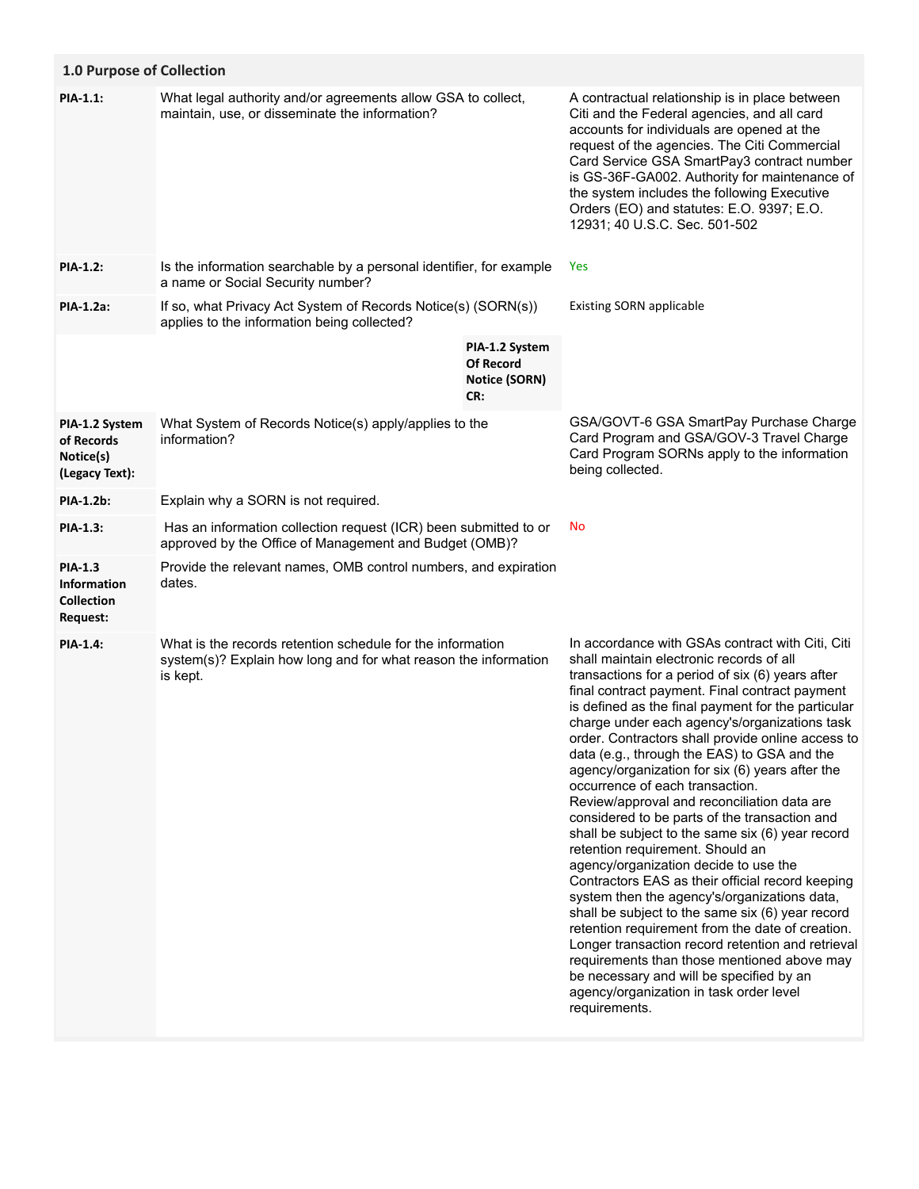## 1.0 Purpose of Collection

| | | |
|---|---|---|
| **PIA-1.1:** | What legal authority and/or agreements allow GSA to collect, maintain, use, or disseminate the information? | A contractual relationship is in place between Citi and the Federal agencies, and all card accounts for individuals are opened at the request of the agencies. The Citi Commercial Card Service GSA SmartPay3 contract number is GS-36F-GA002. Authority for maintenance of the system includes the following Executive Orders (EO) and statutes: E.O. 9397; E.O. 12931; 40 U.S.C. Sec. 501-502 |
| **PIA-1.2:** | Is the information searchable by a personal identifier, for example a name or Social Security number? | Yes |
| **PIA-1.2a:** | If so, what Privacy Act System of Records Notice(s) (SORN(s)) applies to the information being collected? | Existing SORN applicable |
| | **PIA-1.2 System Of Record Notice (SORN) CR:** | |
| **PIA-1.2 System of Records Notice(s) (Legacy Text):** | What System of Records Notice(s) apply/applies to the information? | GSA/GOVT-6 GSA SmartPay Purchase Charge Card Program and GSA/GOV-3 Travel Charge Card Program SORNs apply to the information being collected. |
| **PIA-1.2b:** | Explain why a SORN is not required. | |
| **PIA-1.3:** | Has an information collection request (ICR) been submitted to or approved by the Office of Management and Budget (OMB)? | No |
| **PIA-1.3 Information Collection Request:** | Provide the relevant names, OMB control numbers, and expiration dates. | |
| **PIA-1.4:** | What is the records retention schedule for the information system(s)? Explain how long and for what reason the information is kept. | In accordance with GSAs contract with Citi, Citi shall maintain electronic records of all transactions for a period of six (6) years after final contract payment. Final contract payment is defined as the final payment for the particular charge under each agency's/organizations task order. Contractors shall provide online access to data (e.g., through the EAS) to GSA and the agency/organization for six (6) years after the occurrence of each transaction. Review/approval and reconciliation data are considered to be parts of the transaction and shall be subject to the same six (6) year record retention requirement. Should an agency/organization decide to use the Contractors EAS as their official record keeping system then the agency's/organizations data, shall be subject to the same six (6) year record retention requirement from the date of creation. Longer transaction record retention and retrieval requirements than those mentioned above may be necessary and will be specified by an agency/organization in task order level requirements. |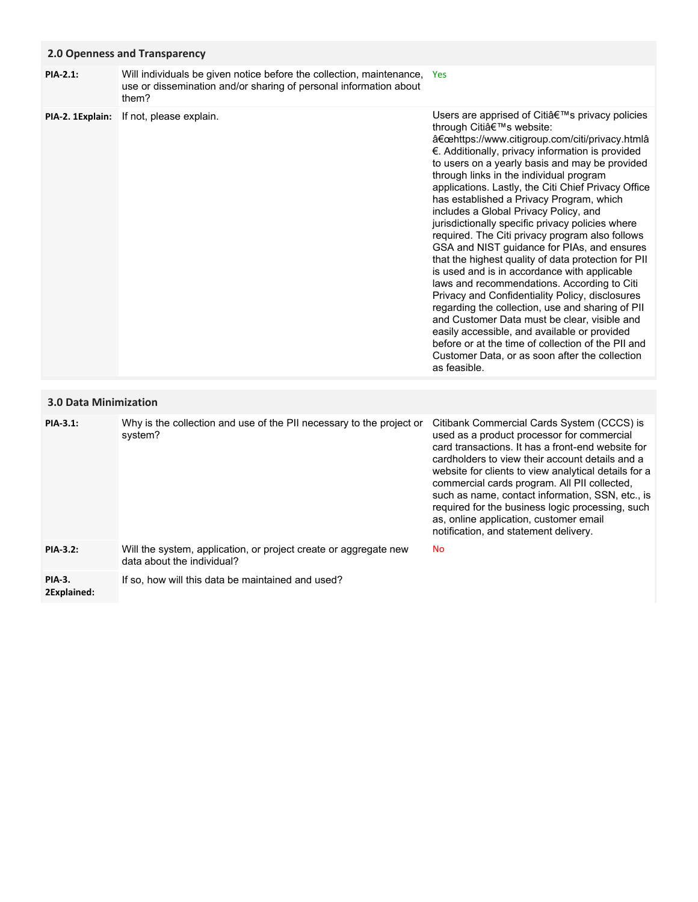## 2.0 Openness and Transparency

| | | |
|---|---|---|
| **PIA-2.1:** | Will individuals be given notice before the collection, maintenance, use or dissemination and/or sharing of personal information about them? | Yes |
| **PIA-2. 1Explain:** | If not, please explain. | Users are apprised of Citiâ€™s privacy policies through Citiâ€™s website: â€œhttps://www.citigroup.com/citi/privacy.htmlâ€. Additionally, privacy information is provided to users on a yearly basis and may be provided through links in the individual program applications. Lastly, the Citi Chief Privacy Office has established a Privacy Program, which includes a Global Privacy Policy, and jurisdictionally specific privacy policies where required. The Citi privacy program also follows GSA and NIST guidance for PIAs, and ensures that the highest quality of data protection for PII is used and is in accordance with applicable laws and recommendations. According to Citi Privacy and Confidentiality Policy, disclosures regarding the collection, use and sharing of PII and Customer Data must be clear, visible and easily accessible, and available or provided before or at the time of collection of the PII and Customer Data, or as soon after the collection as feasible. |

## 3.0 Data Minimization

| | | |
|---|---|---|
| **PIA-3.1:** | Why is the collection and use of the PII necessary to the project or system? | Citibank Commercial Cards System (CCCS) is used as a product processor for commercial card transactions. It has a front-end website for cardholders to view their account details and a website for clients to view analytical details for a commercial cards program. All PII collected, such as name, contact information, SSN, etc., is required for the business logic processing, such as, online application, customer email notification, and statement delivery. |
| **PIA-3.2:** | Will the system, application, or project create or aggregate new data about the individual? | No |
| **PIA-3. 2Explained:** | If so, how will this data be maintained and used? | |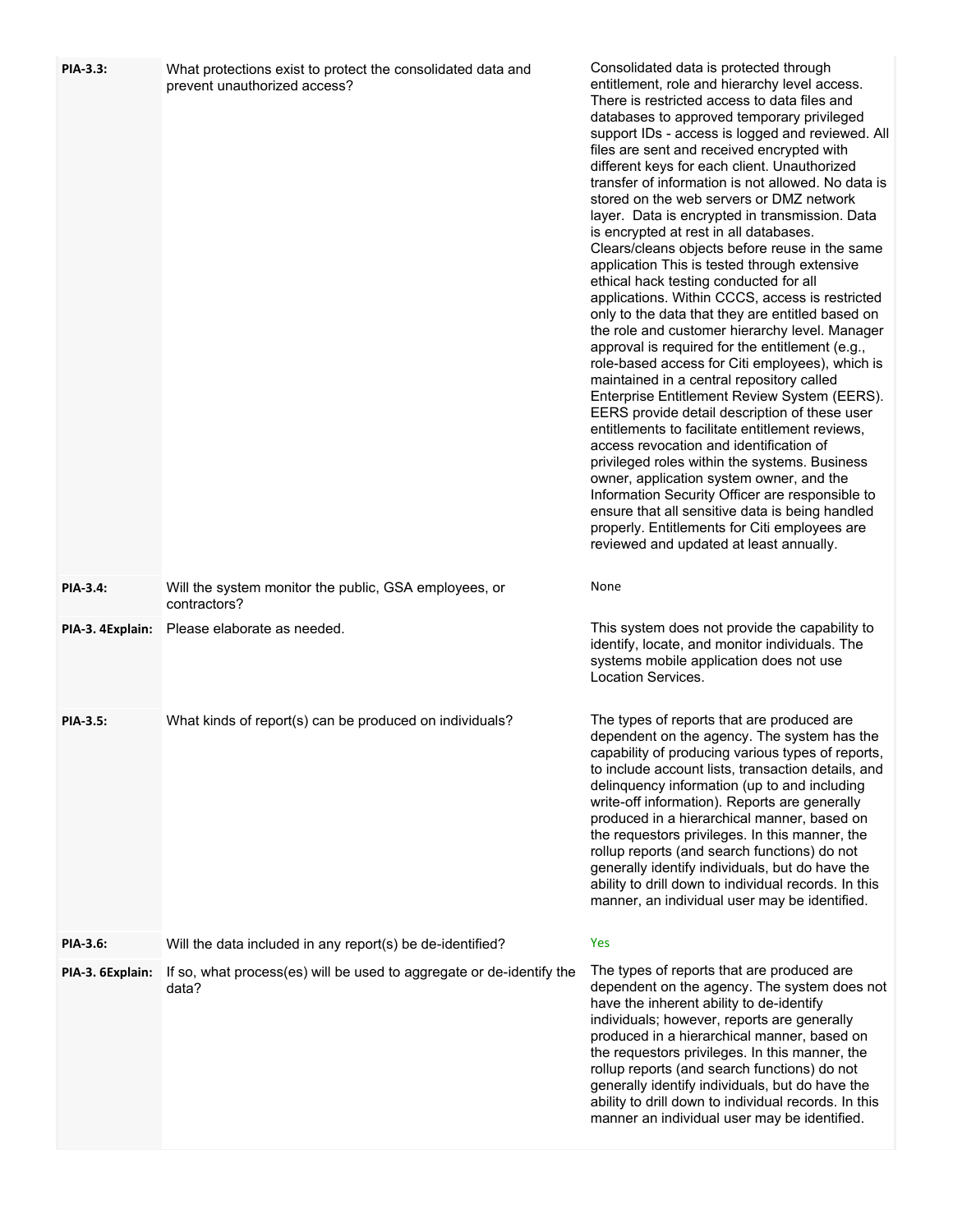| | | |
|---|---|---|
| **PIA-3.3:** | What protections exist to protect the consolidated data and prevent unauthorized access? | Consolidated data is protected through entitlement, role and hierarchy level access. There is restricted access to data files and databases to approved temporary privileged support IDs - access is logged and reviewed. All files are sent and received encrypted with different keys for each client. Unauthorized transfer of information is not allowed. No data is stored on the web servers or DMZ network layer. Data is encrypted in transmission. Data is encrypted at rest in all databases. Clears/cleans objects before reuse in the same application This is tested through extensive ethical hack testing conducted for all applications. Within CCCS, access is restricted only to the data that they are entitled based on the role and customer hierarchy level. Manager approval is required for the entitlement (e.g., role-based access for Citi employees), which is maintained in a central repository called Enterprise Entitlement Review System (EERS). EERS provide detail description of these user entitlements to facilitate entitlement reviews, access revocation and identification of privileged roles within the systems. Business owner, application system owner, and the Information Security Officer are responsible to ensure that all sensitive data is being handled properly. Entitlements for Citi employees are reviewed and updated at least annually. |
| **PIA-3.4:** | Will the system monitor the public, GSA employees, or contractors? | None |
| **PIA-3. 4Explain:** | Please elaborate as needed. | This system does not provide the capability to identify, locate, and monitor individuals. The systems mobile application does not use Location Services. |
| **PIA-3.5:** | What kinds of report(s) can be produced on individuals? | The types of reports that are produced are dependent on the agency. The system has the capability of producing various types of reports, to include account lists, transaction details, and delinquency information (up to and including write-off information). Reports are generally produced in a hierarchical manner, based on the requestors privileges. In this manner, the rollup reports (and search functions) do not generally identify individuals, but do have the ability to drill down to individual records. In this manner, an individual user may be identified. |
| **PIA-3.6:** | Will the data included in any report(s) be de-identified? | Yes |
| **PIA-3. 6Explain:** | If so, what process(es) will be used to aggregate or de-identify the data? | The types of reports that are produced are dependent on the agency. The system does not have the inherent ability to de-identify individuals; however, reports are generally produced in a hierarchical manner, based on the requestors privileges. In this manner, the rollup reports (and search functions) do not generally identify individuals, but do have the ability to drill down to individual records. In this manner an individual user may be identified. |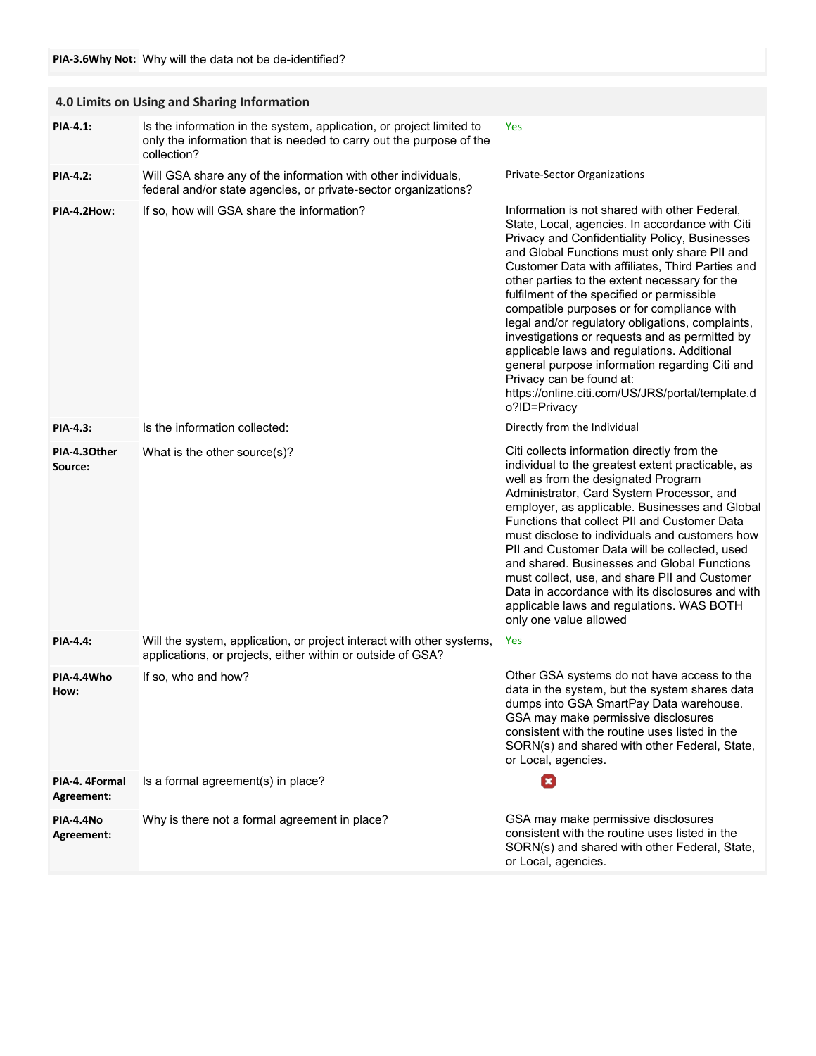| | | |
|---|---|---|
| **PIA-3.6Why Not:** | Why will the data not be de-identified? | |

## 4.0 Limits on Using and Sharing Information

| | | |
|---|---|---|
| **PIA-4.1:** | Is the information in the system, application, or project limited to only the information that is needed to carry out the purpose of the collection? | Yes |
| **PIA-4.2:** | Will GSA share any of the information with other individuals, federal and/or state agencies, or private-sector organizations? | Private-Sector Organizations |
| **PIA-4.2How:** | If so, how will GSA share the information? | Information is not shared with other Federal, State, Local, agencies. In accordance with Citi Privacy and Confidentiality Policy, Businesses and Global Functions must only share PII and Customer Data with affiliates, Third Parties and other parties to the extent necessary for the fulfilment of the specified or permissible compatible purposes or for compliance with legal and/or regulatory obligations, complaints, investigations or requests and as permitted by applicable laws and regulations. Additional general purpose information regarding Citi and Privacy can be found at: https://online.citi.com/US/JRS/portal/template.do?ID=Privacy |
| **PIA-4.3:** | Is the information collected: | Directly from the Individual |
| **PIA-4.3Other Source:** | What is the other source(s)? | Citi collects information directly from the individual to the greatest extent practicable, as well as from the designated Program Administrator, Card System Processor, and employer, as applicable. Businesses and Global Functions that collect PII and Customer Data must disclose to individuals and customers how PII and Customer Data will be collected, used and shared. Businesses and Global Functions must collect, use, and share PII and Customer Data in accordance with its disclosures and with applicable laws and regulations. WAS BOTH only one value allowed |
| **PIA-4.4:** | Will the system, application, or project interact with other systems, applications, or projects, either within or outside of GSA? | Yes |
| **PIA-4.4Who How:** | If so, who and how? | Other GSA systems do not have access to the data in the system, but the system shares data dumps into GSA SmartPay Data warehouse. GSA may make permissive disclosures consistent with the routine uses listed in the SORN(s) and shared with other Federal, State, or Local, agencies. |
| **PIA-4. 4Formal Agreement:** | Is a formal agreement(s) in place? | ✖ |
| **PIA-4.4No Agreement:** | Why is there not a formal agreement in place? | GSA may make permissive disclosures consistent with the routine uses listed in the SORN(s) and shared with other Federal, State, or Local, agencies. |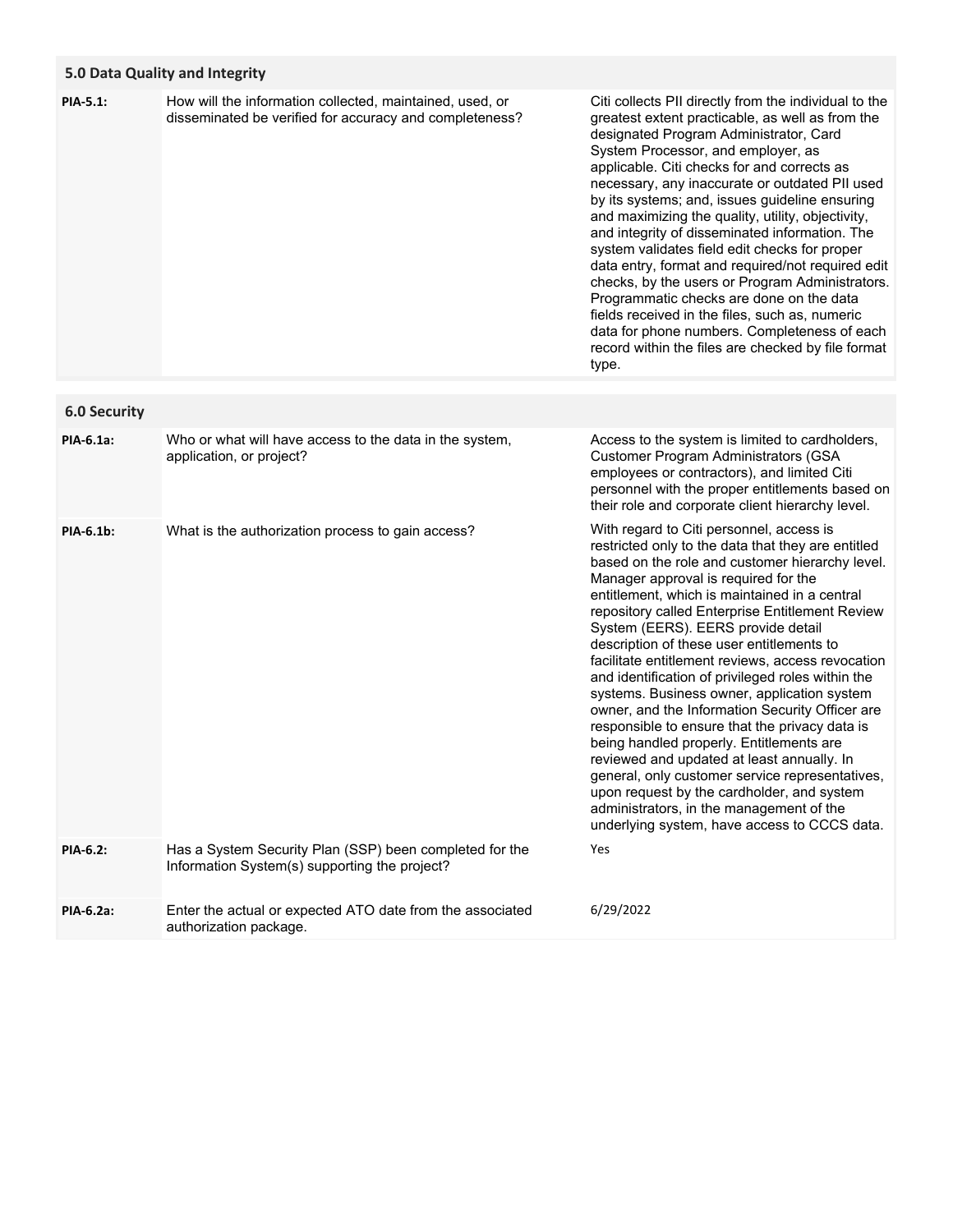## 5.0 Data Quality and Integrity

| | | |
|---|---|---|
| **PIA-5.1:** | How will the information collected, maintained, used, or disseminated be verified for accuracy and completeness? | Citi collects PII directly from the individual to the greatest extent practicable, as well as from the designated Program Administrator, Card System Processor, and employer, as applicable. Citi checks for and corrects as necessary, any inaccurate or outdated PII used by its systems; and, issues guideline ensuring and maximizing the quality, utility, objectivity, and integrity of disseminated information. The system validates field edit checks for proper data entry, format and required/not required edit checks, by the users or Program Administrators. Programmatic checks are done on the data fields received in the files, such as, numeric data for phone numbers. Completeness of each record within the files are checked by file format type. |

## 6.0 Security

| | | |
|---|---|---|
| **PIA-6.1a:** | Who or what will have access to the data in the system, application, or project? | Access to the system is limited to cardholders, Customer Program Administrators (GSA employees or contractors), and limited Citi personnel with the proper entitlements based on their role and corporate client hierarchy level. |
| **PIA-6.1b:** | What is the authorization process to gain access? | With regard to Citi personnel, access is restricted only to the data that they are entitled based on the role and customer hierarchy level. Manager approval is required for the entitlement, which is maintained in a central repository called Enterprise Entitlement Review System (EERS). EERS provide detail description of these user entitlements to facilitate entitlement reviews, access revocation and identification of privileged roles within the systems. Business owner, application system owner, and the Information Security Officer are responsible to ensure that the privacy data is being handled properly. Entitlements are reviewed and updated at least annually. In general, only customer service representatives, upon request by the cardholder, and system administrators, in the management of the underlying system, have access to CCCS data. |
| **PIA-6.2:** | Has a System Security Plan (SSP) been completed for the Information System(s) supporting the project? | Yes |
| **PIA-6.2a:** | Enter the actual or expected ATO date from the associated authorization package. | 6/29/2022 |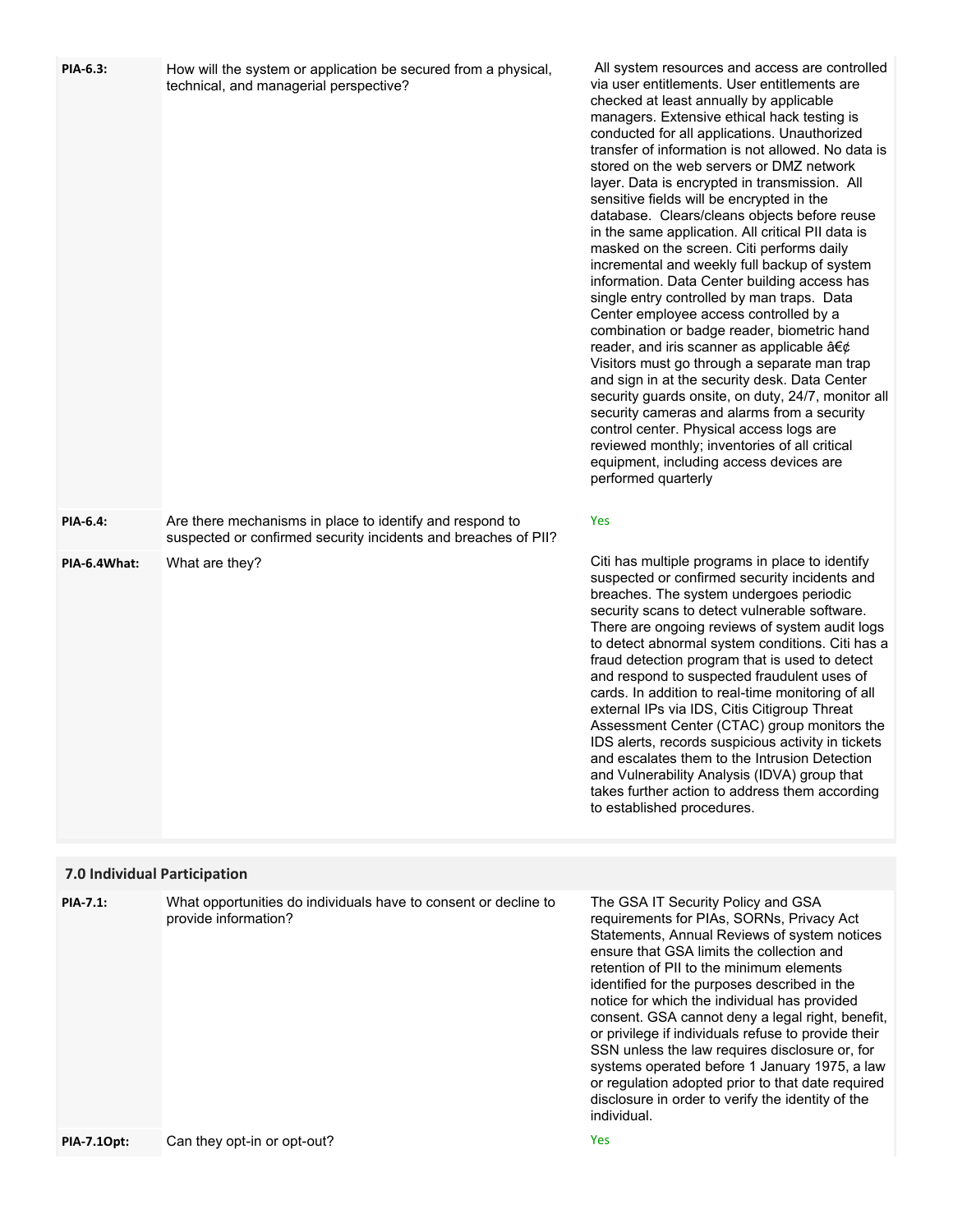| | | |
|---|---|---|
| **PIA-6.3:** | How will the system or application be secured from a physical, technical, and managerial perspective? | All system resources and access are controlled via user entitlements. User entitlements are checked at least annually by applicable managers. Extensive ethical hack testing is conducted for all applications. Unauthorized transfer of information is not allowed. No data is stored on the web servers or DMZ network layer. Data is encrypted in transmission. All sensitive fields will be encrypted in the database. Clears/cleans objects before reuse in the same application. All critical PII data is masked on the screen. Citi performs daily incremental and weekly full backup of system information. Data Center building access has single entry controlled by man traps. Data Center employee access controlled by a combination or badge reader, biometric hand reader, and iris scanner as applicable â€¢ Visitors must go through a separate man trap and sign in at the security desk. Data Center security guards onsite, on duty, 24/7, monitor all security cameras and alarms from a security control center. Physical access logs are reviewed monthly; inventories of all critical equipment, including access devices are performed quarterly |
| **PIA-6.4:** | Are there mechanisms in place to identify and respond to suspected or confirmed security incidents and breaches of PII? | Yes |
| **PIA-6.4What:** | What are they? | Citi has multiple programs in place to identify suspected or confirmed security incidents and breaches. The system undergoes periodic security scans to detect vulnerable software. There are ongoing reviews of system audit logs to detect abnormal system conditions. Citi has a fraud detection program that is used to detect and respond to suspected fraudulent uses of cards. In addition to real-time monitoring of all external IPs via IDS, Citis Citigroup Threat Assessment Center (CTAC) group monitors the IDS alerts, records suspicious activity in tickets and escalates them to the Intrusion Detection and Vulnerability Analysis (IDVA) group that takes further action to address them according to established procedures. |

## 7.0 Individual Participation

| | | |
|---|---|---|
| **PIA-7.1:** | What opportunities do individuals have to consent or decline to provide information? | The GSA IT Security Policy and GSA requirements for PIAs, SORNs, Privacy Act Statements, Annual Reviews of system notices ensure that GSA limits the collection and retention of PII to the minimum elements identified for the purposes described in the notice for which the individual has provided consent. GSA cannot deny a legal right, benefit, or privilege if individuals refuse to provide their SSN unless the law requires disclosure or, for systems operated before 1 January 1975, a law or regulation adopted prior to that date required disclosure in order to verify the identity of the individual. |
| **PIA-7.1Opt:** | Can they opt-in or opt-out? | Yes |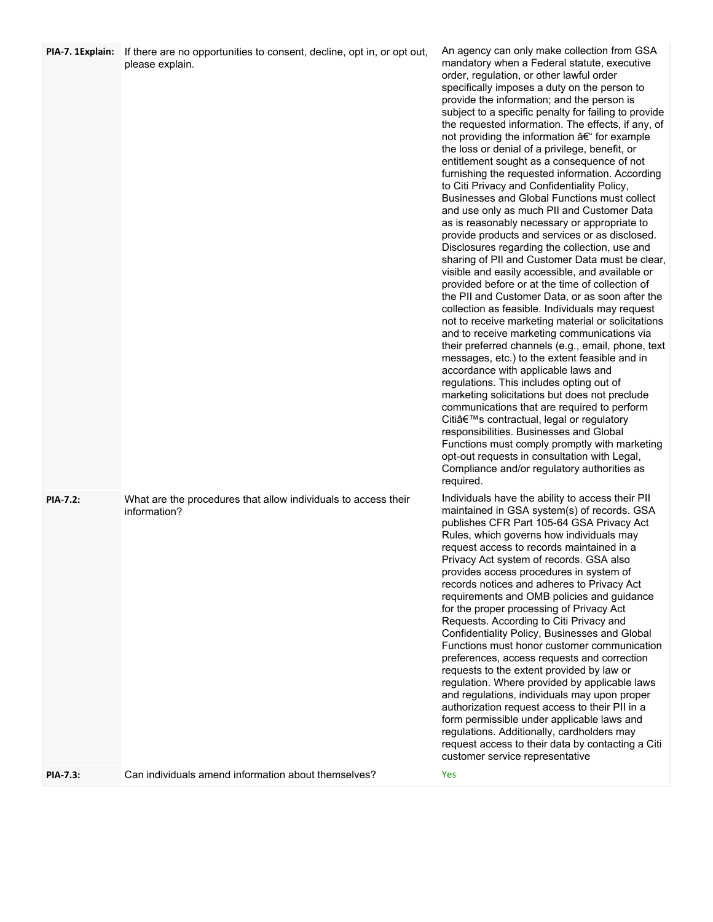| | | |
|---|---|---|
| **PIA-7. 1Explain:** | If there are no opportunities to consent, decline, opt in, or opt out, please explain. | An agency can only make collection from GSA mandatory when a Federal statute, executive order, regulation, or other lawful order specifically imposes a duty on the person to provide the information; and the person is subject to a specific penalty for failing to provide the requested information. The effects, if any, of not providing the information â€“ for example the loss or denial of a privilege, benefit, or entitlement sought as a consequence of not furnishing the requested information. According to Citi Privacy and Confidentiality Policy, Businesses and Global Functions must collect and use only as much PII and Customer Data as is reasonably necessary or appropriate to provide products and services or as disclosed. Disclosures regarding the collection, use and sharing of PII and Customer Data must be clear, visible and easily accessible, and available or provided before or at the time of collection of the PII and Customer Data, or as soon after the collection as feasible. Individuals may request not to receive marketing material or solicitations and to receive marketing communications via their preferred channels (e.g., email, phone, text messages, etc.) to the extent feasible and in accordance with applicable laws and regulations. This includes opting out of marketing solicitations but does not preclude communications that are required to perform Citiâ€™s contractual, legal or regulatory responsibilities. Businesses and Global Functions must comply promptly with marketing opt-out requests in consultation with Legal, Compliance and/or regulatory authorities as required. |
| **PIA-7.2:** | What are the procedures that allow individuals to access their information? | Individuals have the ability to access their PII maintained in GSA system(s) of records. GSA publishes CFR Part 105-64 GSA Privacy Act Rules, which governs how individuals may request access to records maintained in a Privacy Act system of records. GSA also provides access procedures in system of records notices and adheres to Privacy Act requirements and OMB policies and guidance for the proper processing of Privacy Act Requests. According to Citi Privacy and Confidentiality Policy, Businesses and Global Functions must honor customer communication preferences, access requests and correction requests to the extent provided by law or regulation. Where provided by applicable laws and regulations, individuals may upon proper authorization request access to their PII in a form permissible under applicable laws and regulations. Additionally, cardholders may request access to their data by contacting a Citi customer service representative |
| **PIA-7.3:** | Can individuals amend information about themselves? | Yes |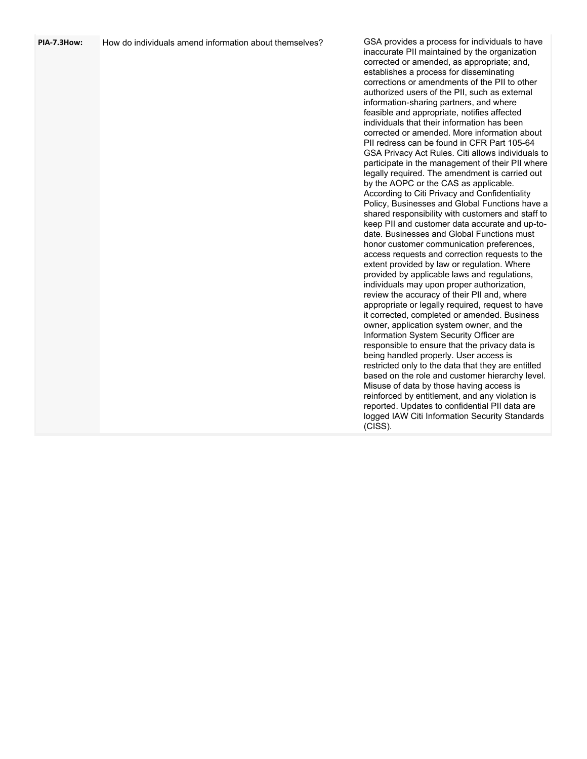| | | |
|---|---|---|
| **PIA-7.3How:** | How do individuals amend information about themselves? | GSA provides a process for individuals to have inaccurate PII maintained by the organization corrected or amended, as appropriate; and, establishes a process for disseminating corrections or amendments of the PII to other authorized users of the PII, such as external information-sharing partners, and where feasible and appropriate, notifies affected individuals that their information has been corrected or amended. More information about PII redress can be found in CFR Part 105-64 GSA Privacy Act Rules. Citi allows individuals to participate in the management of their PII where legally required. The amendment is carried out by the AOPC or the CAS as applicable. According to Citi Privacy and Confidentiality Policy, Businesses and Global Functions have a shared responsibility with customers and staff to keep PII and customer data accurate and up-to-date. Businesses and Global Functions must honor customer communication preferences, access requests and correction requests to the extent provided by law or regulation. Where provided by applicable laws and regulations, individuals may upon proper authorization, review the accuracy of their PII and, where appropriate or legally required, request to have it corrected, completed or amended. Business owner, application system owner, and the Information System Security Officer are responsible to ensure that the privacy data is being handled properly. User access is restricted only to the data that they are entitled based on the role and customer hierarchy level. Misuse of data by those having access is reinforced by entitlement, and any violation is reported. Updates to confidential PII data are logged IAW Citi Information Security Standards (CISS). |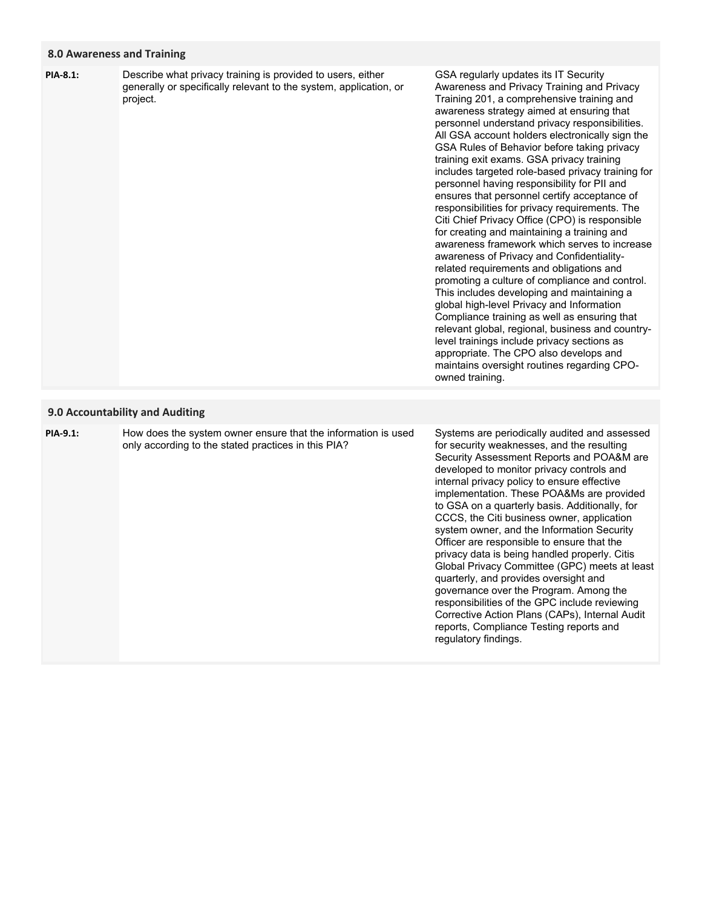## 8.0 Awareness and Training

| | | |
|---|---|---|
| **PIA-8.1:** | Describe what privacy training is provided to users, either generally or specifically relevant to the system, application, or project. | GSA regularly updates its IT Security Awareness and Privacy Training and Privacy Training 201, a comprehensive training and awareness strategy aimed at ensuring that personnel understand privacy responsibilities. All GSA account holders electronically sign the GSA Rules of Behavior before taking privacy training exit exams. GSA privacy training includes targeted role-based privacy training for personnel having responsibility for PII and ensures that personnel certify acceptance of responsibilities for privacy requirements. The Citi Chief Privacy Office (CPO) is responsible for creating and maintaining a training and awareness framework which serves to increase awareness of Privacy and Confidentiality-related requirements and obligations and promoting a culture of compliance and control. This includes developing and maintaining a global high-level Privacy and Information Compliance training as well as ensuring that relevant global, regional, business and country-level trainings include privacy sections as appropriate. The CPO also develops and maintains oversight routines regarding CPO-owned training. |

## 9.0 Accountability and Auditing

| | | |
|---|---|---|
| **PIA-9.1:** | How does the system owner ensure that the information is used only according to the stated practices in this PIA? | Systems are periodically audited and assessed for security weaknesses, and the resulting Security Assessment Reports and POA&M are developed to monitor privacy controls and internal privacy policy to ensure effective implementation. These POA&Ms are provided to GSA on a quarterly basis. Additionally, for CCCS, the Citi business owner, application system owner, and the Information Security Officer are responsible to ensure that the privacy data is being handled properly. Citis Global Privacy Committee (GPC) meets at least quarterly, and provides oversight and governance over the Program. Among the responsibilities of the GPC include reviewing Corrective Action Plans (CAPs), Internal Audit reports, Compliance Testing reports and regulatory findings. |